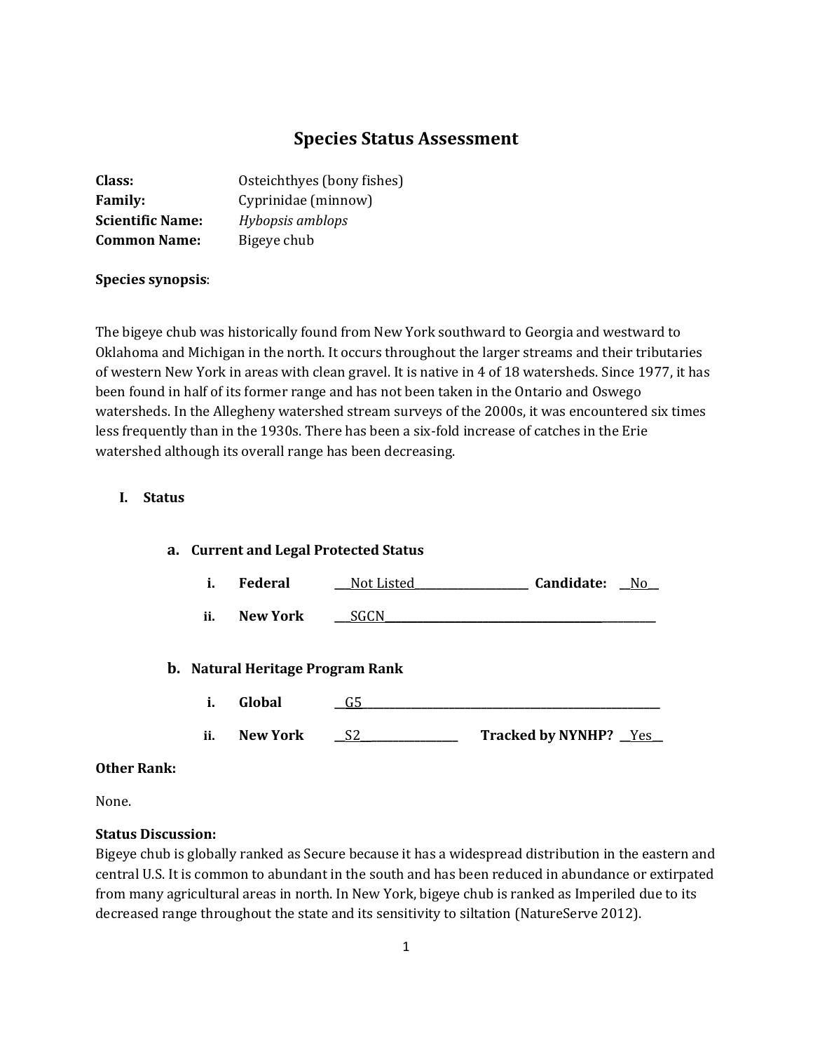# Species Status Assessment

**Class:** Osteichthyes (bony fishes)
**Family:** Cyprinidae (minnow)
**Scientific Name:** *Hybopsis amblops*
**Common Name:** Bigeye chub

**Species synopsis**:

The bigeye chub was historically found from New York southward to Georgia and westward to Oklahoma and Michigan in the north. It occurs throughout the larger streams and their tributaries of western New York in areas with clean gravel. It is native in 4 of 18 watersheds. Since 1977, it has been found in half of its former range and has not been taken in the Ontario and Oswego watersheds. In the Allegheny watershed stream surveys of the 2000s, it was encountered six times less frequently than in the 1930s. There has been a six-fold increase of catches in the Erie watershed although its overall range has been decreasing.

## I. Status

### a. Current and Legal Protected Status

i. **Federal** ___Not Listed___ **Candidate:** __No__

ii. **New York** ___SGCN___

### b. Natural Heritage Program Rank

i. **Global** __G5__

ii. **New York** __S2__ **Tracked by NYNHP?** __Yes__

**Other Rank:**

None.

**Status Discussion:**
Bigeye chub is globally ranked as Secure because it has a widespread distribution in the eastern and central U.S. It is common to abundant in the south and has been reduced in abundance or extirpated from many agricultural areas in north. In New York, bigeye chub is ranked as Imperiled due to its decreased range throughout the state and its sensitivity to siltation (NatureServe 2012).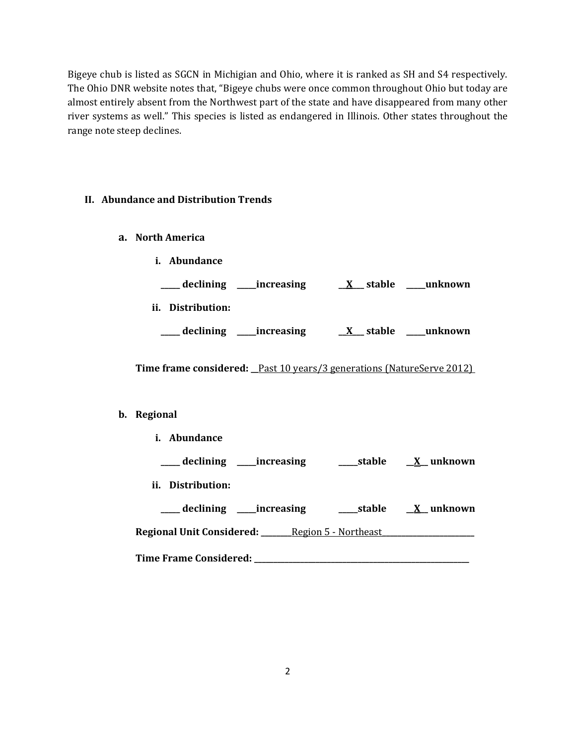Bigeye chub is listed as SGCN in Michigian and Ohio, where it is ranked as SH and S4 respectively. The Ohio DNR website notes that, "Bigeye chubs were once common throughout Ohio but today are almost entirely absent from the Northwest part of the state and have disappeared from many other river systems as well." This species is listed as endangered in Illinois. Other states throughout the range note steep declines.

## II. Abundance and Distribution Trends

### a. North America

**i. Abundance**

**_____ declining _____increasing __X___ stable _____unknown**

**ii. Distribution:**

**_____ declining _____increasing __X___ stable _____unknown**

**Time frame considered:** __Past 10 years/3 generations (NatureServe 2012)

### b. Regional

**i. Abundance**

**_____ declining _____increasing _____stable __X__ unknown**

**ii. Distribution:**

**_____ declining _____increasing _____stable __X___ unknown**

**Regional Unit Considered:** ________Region 5 - Northeast________________________

**Time Frame Considered:** ____________________________________________________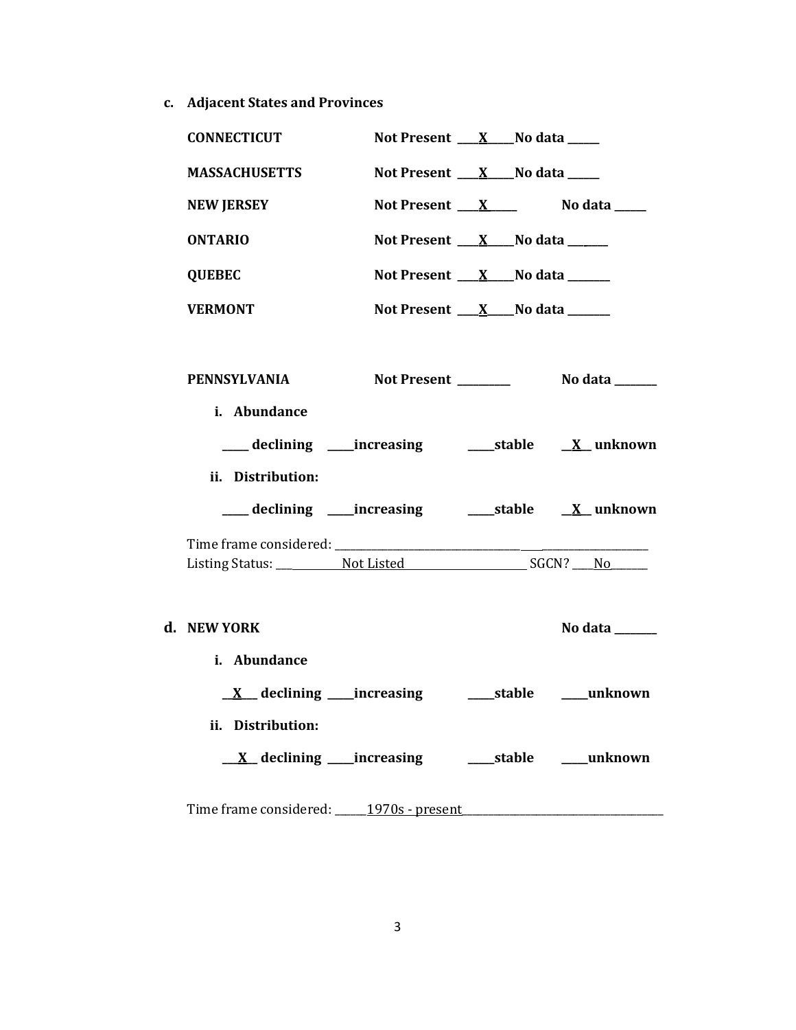**c. Adjacent States and Provinces**

**CONNECTICUT** **Not Present \_\_\_X\_\_\_\_ No data \_\_\_\_\_**

**MASSACHUSETTS** **Not Present \_\_\_X\_\_\_\_ No data \_\_\_\_\_**

**NEW JERSEY** **Not Present \_\_\_X\_\_\_\_ No data \_\_\_\_\_**

**ONTARIO** **Not Present \_\_\_X\_\_\_\_ No data \_\_\_\_\_\_**

**QUEBEC** **Not Present \_\_\_X\_\_\_\_ No data \_\_\_\_\_\_\_**

**VERMONT** **Not Present \_\_\_X\_\_\_\_ No data \_\_\_\_\_\_\_**

**PENNSYLVANIA** **Not Present \_\_\_\_\_\_\_\_\_ No data \_\_\_\_\_\_\_**

**i. Abundance**

**\_\_\_\_ declining \_\_\_\_increasing \_\_\_\_stable \_\_X\_\_ unknown**

**ii. Distribution:**

**\_\_\_\_ declining \_\_\_\_increasing \_\_\_\_stable \_\_X\_\_ unknown**

Time frame considered: \_\_\_\_\_\_\_\_\_\_\_\_\_\_\_\_\_\_\_\_\_\_\_\_\_\_\_\_\_\_\_\_\_\_\_\_\_\_\_\_\_\_\_\_\_\_\_\_\_

Listing Status: \_\_\_Not Listed\_\_\_ SGCN? \_\_\_No\_\_\_

**d. NEW YORK** **No data \_\_\_\_\_\_\_**

**i. Abundance**

**\_\_X\_\_ declining \_\_\_\_increasing \_\_\_\_stable \_\_\_\_unknown**

**ii. Distribution:**

**\_\_X\_\_ declining \_\_\_\_increasing \_\_\_\_stable \_\_\_\_unknown**

Time frame considered: \_\_\_\_\_1970s - present\_\_\_\_\_\_\_\_\_\_\_\_\_\_\_\_\_\_\_\_\_\_\_\_\_\_\_\_\_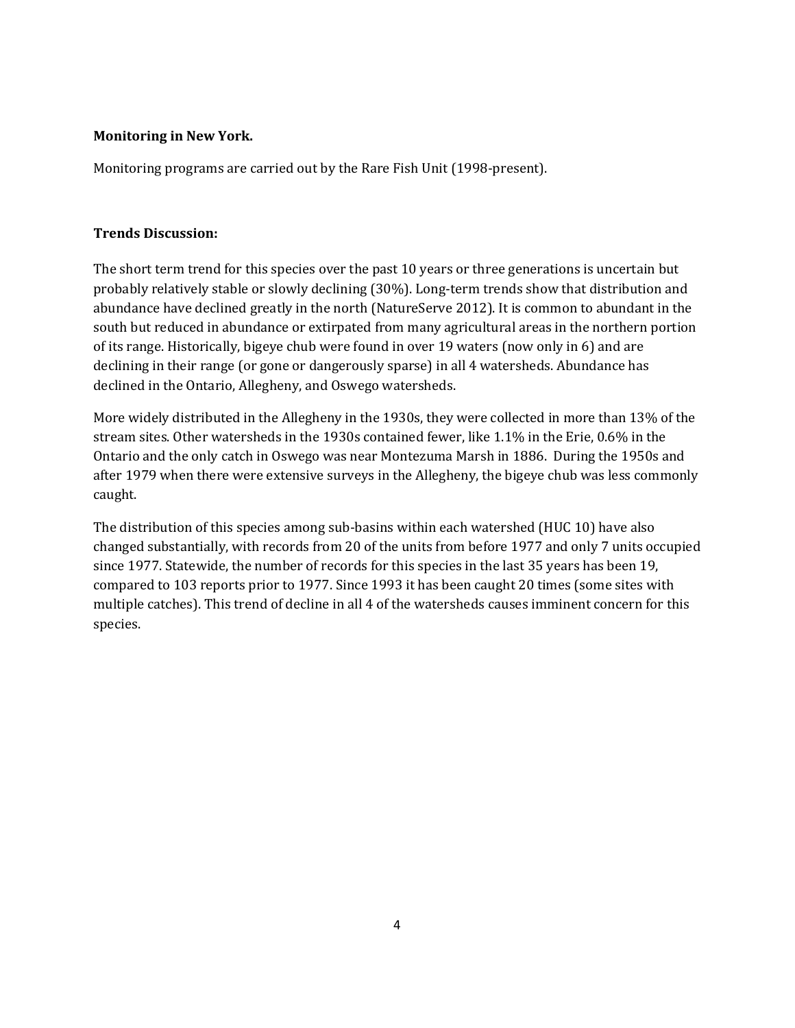**Monitoring in New York.**

Monitoring programs are carried out by the Rare Fish Unit (1998-present).

**Trends Discussion:**

The short term trend for this species over the past 10 years or three generations is uncertain but probably relatively stable or slowly declining (30%). Long-term trends show that distribution and abundance have declined greatly in the north (NatureServe 2012). It is common to abundant in the south but reduced in abundance or extirpated from many agricultural areas in the northern portion of its range. Historically, bigeye chub were found in over 19 waters (now only in 6) and are declining in their range (or gone or dangerously sparse) in all 4 watersheds. Abundance has declined in the Ontario, Allegheny, and Oswego watersheds.

More widely distributed in the Allegheny in the 1930s, they were collected in more than 13% of the stream sites. Other watersheds in the 1930s contained fewer, like 1.1% in the Erie, 0.6% in the Ontario and the only catch in Oswego was near Montezuma Marsh in 1886. During the 1950s and after 1979 when there were extensive surveys in the Allegheny, the bigeye chub was less commonly caught.

The distribution of this species among sub-basins within each watershed (HUC 10) have also changed substantially, with records from 20 of the units from before 1977 and only 7 units occupied since 1977. Statewide, the number of records for this species in the last 35 years has been 19, compared to 103 reports prior to 1977. Since 1993 it has been caught 20 times (some sites with multiple catches). This trend of decline in all 4 of the watersheds causes imminent concern for this species.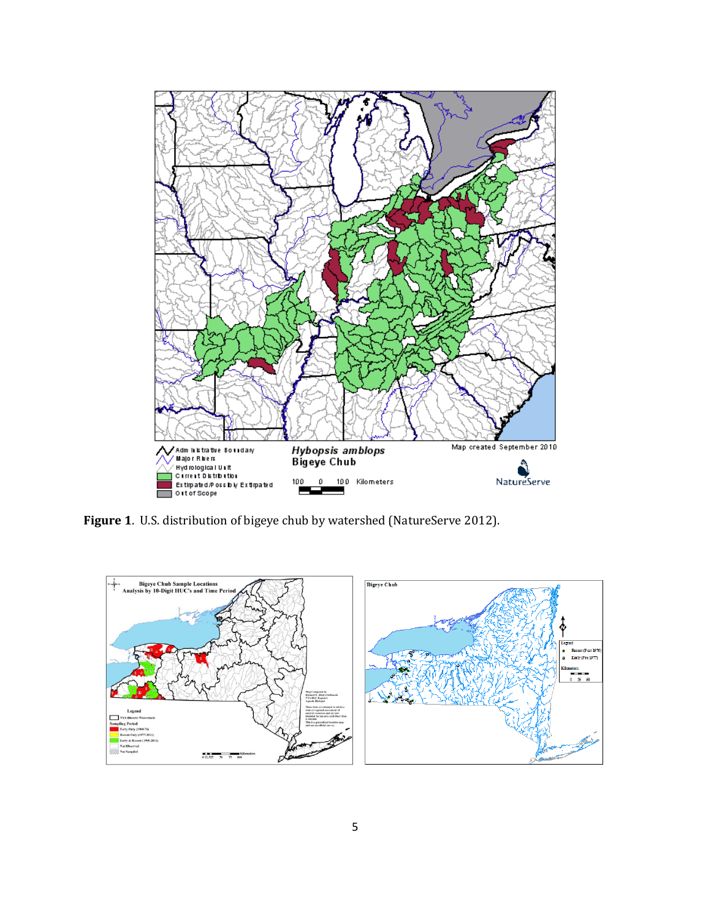**Figure 1**. U.S. distribution of bigeye chub by watershed (NatureServe 2012).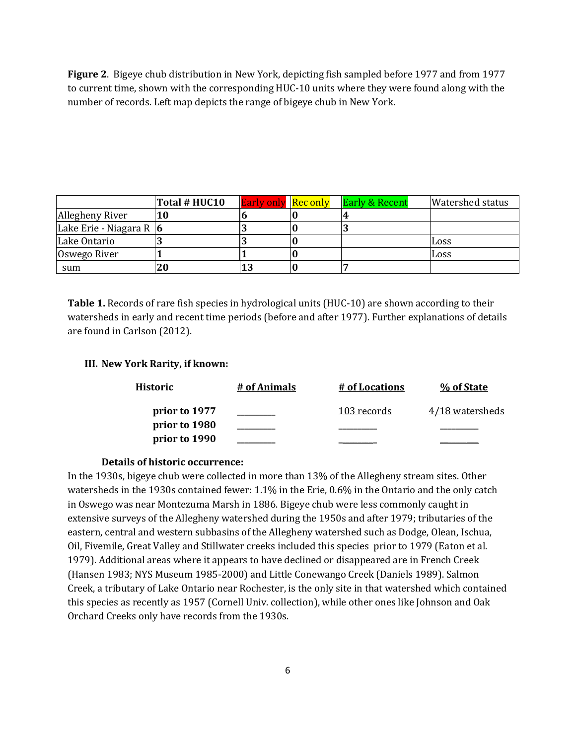**Figure 2**. Bigeye chub distribution in New York, depicting fish sampled before 1977 and from 1977 to current time, shown with the corresponding HUC-10 units where they were found along with the number of records. Left map depicts the range of bigeye chub in New York.

| | Total # HUC10 | Early only | Rec only | Early & Recent | Watershed status |
|---|---|---|---|---|---|
| Allegheny River | **10** | **6** | **0** | **4** | |
| Lake Erie - Niagara R | **6** | **3** | **0** | **3** | |
| Lake Ontario | **3** | **3** | **0** | | Loss |
| Oswego River | **1** | **1** | **0** | | Loss |
| sum | **20** | **13** | **0** | **7** | |

**Table 1.** Records of rare fish species in hydrological units (HUC-10) are shown according to their watersheds in early and recent time periods (before and after 1977). Further explanations of details are found in Carlson (2012).

### III. New York Rarity, if known:

| Historic | # of Animals | # of Locations | % of State |
|---|---|---|---|
| prior to 1977 | ________ | 103 records | 4/18 watersheds |
| prior to 1980 | ________ | ________ | ________ |
| prior to 1990 | ________ | ________ | ________ |

**Details of historic occurrence:**

In the 1930s, bigeye chub were collected in more than 13% of the Allegheny stream sites. Other watersheds in the 1930s contained fewer: 1.1% in the Erie, 0.6% in the Ontario and the only catch in Oswego was near Montezuma Marsh in 1886. Bigeye chub were less commonly caught in extensive surveys of the Allegheny watershed during the 1950s and after 1979; tributaries of the eastern, central and western subbasins of the Allegheny watershed such as Dodge, Olean, Ischua, Oil, Fivemile, Great Valley and Stillwater creeks included this species prior to 1979 (Eaton et al. 1979). Additional areas where it appears to have declined or disappeared are in French Creek (Hansen 1983; NYS Museum 1985-2000) and Little Conewango Creek (Daniels 1989). Salmon Creek, a tributary of Lake Ontario near Rochester, is the only site in that watershed which contained this species as recently as 1957 (Cornell Univ. collection), while other ones like Johnson and Oak Orchard Creeks only have records from the 1930s.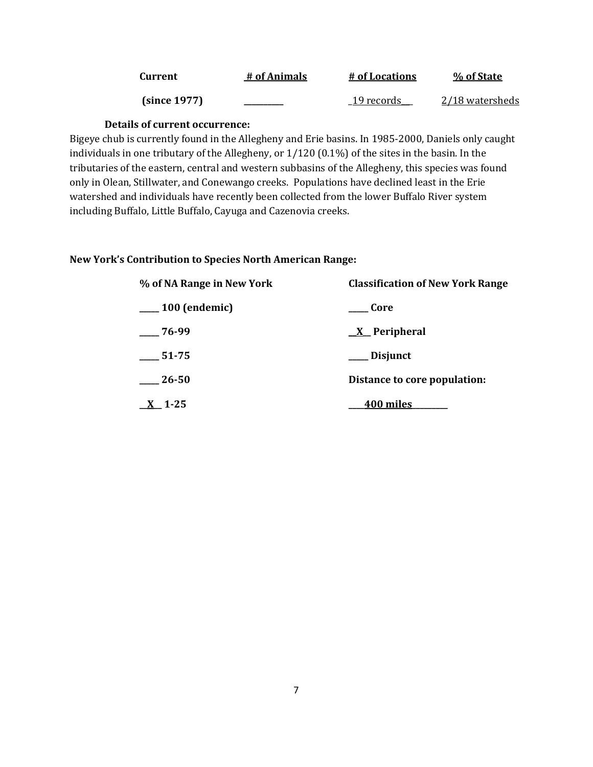| Current | # of Animals | # of Locations | % of State |
|---|---|---|---|
| (since 1977) | _________ | _19 records__ | 2/18 watersheds |

**Details of current occurrence:**

Bigeye chub is currently found in the Allegheny and Erie basins. In 1985-2000, Daniels only caught individuals in one tributary of the Allegheny, or 1/120 (0.1%) of the sites in the basin. In the tributaries of the eastern, central and western subbasins of the Allegheny, this species was found only in Olean, Stillwater, and Conewango creeks. Populations have declined least in the Erie watershed and individuals have recently been collected from the lower Buffalo River system including Buffalo, Little Buffalo, Cayuga and Cazenovia creeks.

**New York's Contribution to Species North American Range:**

| % of NA Range in New York | Classification of New York Range |
|---|---|
| _____ 100 (endemic) | _____ Core |
| _____ 76-99 | __X__ Peripheral |
| _____ 51-75 | _____ Disjunct |
| _____ 26-50 | Distance to core population: |
| __X__ 1-25 | ____400 miles_________ |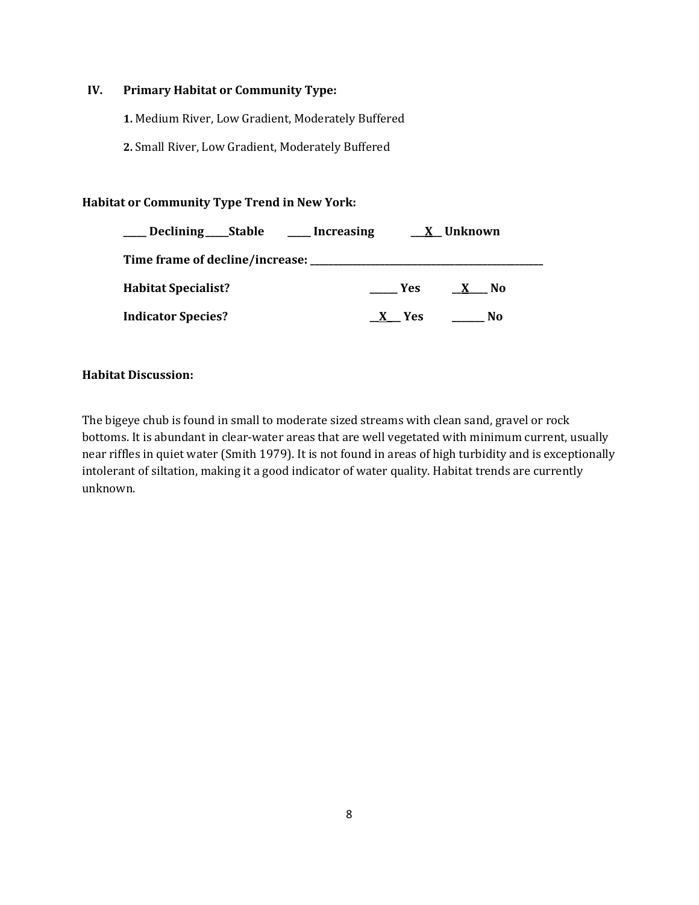## IV. Primary Habitat or Community Type:

**1.** Medium River, Low Gradient, Moderately Buffered

**2.** Small River, Low Gradient, Moderately Buffered

**Habitat or Community Type Trend in New York:**

**\_\_\_\_ Declining \_\_\_\_Stable \_\_\_\_ Increasing \_\_X\_\_ Unknown**

**Time frame of decline/increase: \_\_\_\_\_\_\_\_\_\_\_\_\_\_\_\_\_\_\_\_\_\_\_\_\_\_\_\_\_\_\_\_\_\_\_\_\_\_\_\_**

**Habitat Specialist?** **\_\_\_\_\_ Yes** **\_\_X\_\_\_ No**

**Indicator Species?** **\_\_X\_\_ Yes** **\_\_\_\_\_\_ No**

**Habitat Discussion:**

The bigeye chub is found in small to moderate sized streams with clean sand, gravel or rock bottoms. It is abundant in clear-water areas that are well vegetated with minimum current, usually near riffles in quiet water (Smith 1979). It is not found in areas of high turbidity and is exceptionally intolerant of siltation, making it a good indicator of water quality. Habitat trends are currently unknown.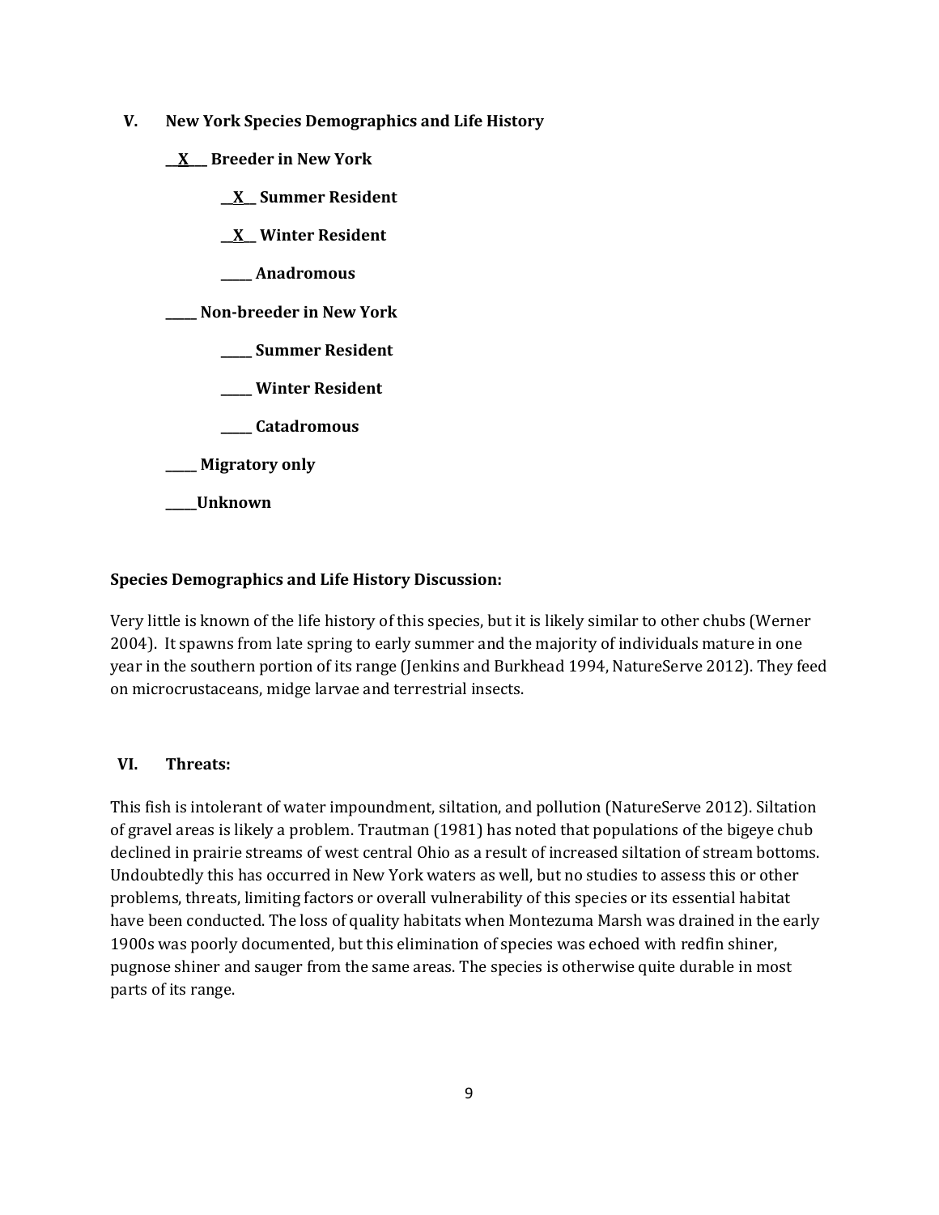## V. New York Species Demographics and Life History

**__X__ Breeder in New York**

**__X__ Summer Resident**

**__X__ Winter Resident**

**_____ Anadromous**

**_____ Non-breeder in New York**

**_____ Summer Resident**

**_____ Winter Resident**

**_____ Catadromous**

**_____ Migratory only**

**_____Unknown**

**Species Demographics and Life History Discussion:**

Very little is known of the life history of this species, but it is likely similar to other chubs (Werner 2004). It spawns from late spring to early summer and the majority of individuals mature in one year in the southern portion of its range (Jenkins and Burkhead 1994, NatureServe 2012). They feed on microcrustaceans, midge larvae and terrestrial insects.

## VI. Threats:

This fish is intolerant of water impoundment, siltation, and pollution (NatureServe 2012). Siltation of gravel areas is likely a problem. Trautman (1981) has noted that populations of the bigeye chub declined in prairie streams of west central Ohio as a result of increased siltation of stream bottoms. Undoubtedly this has occurred in New York waters as well, but no studies to assess this or other problems, threats, limiting factors or overall vulnerability of this species or its essential habitat have been conducted. The loss of quality habitats when Montezuma Marsh was drained in the early 1900s was poorly documented, but this elimination of species was echoed with redfin shiner, pugnose shiner and sauger from the same areas. The species is otherwise quite durable in most parts of its range.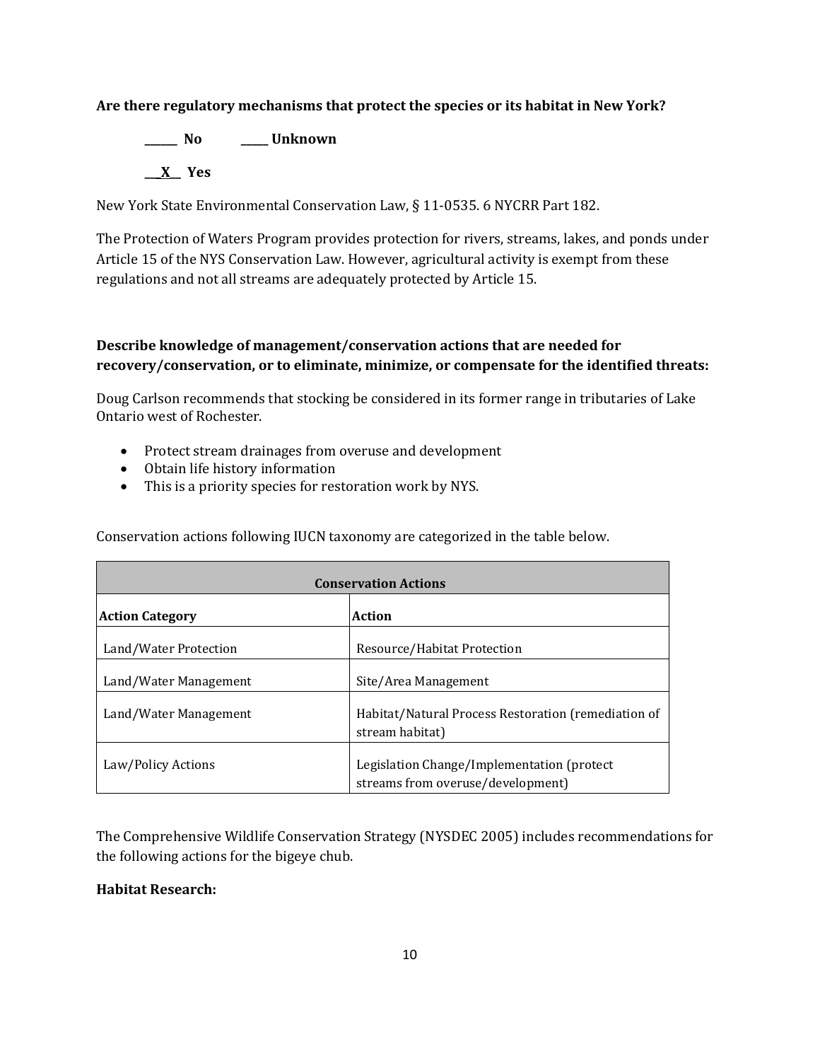**Are there regulatory mechanisms that protect the species or its habitat in New York?**

**______ No** **_____ Unknown**

**__X__ Yes**

New York State Environmental Conservation Law, § 11-0535. 6 NYCRR Part 182.

The Protection of Waters Program provides protection for rivers, streams, lakes, and ponds under Article 15 of the NYS Conservation Law. However, agricultural activity is exempt from these regulations and not all streams are adequately protected by Article 15.

**Describe knowledge of management/conservation actions that are needed for recovery/conservation, or to eliminate, minimize, or compensate for the identified threats:**

Doug Carlson recommends that stocking be considered in its former range in tributaries of Lake Ontario west of Rochester.

- Protect stream drainages from overuse and development
- Obtain life history information
- This is a priority species for restoration work by NYS.

Conservation actions following IUCN taxonomy are categorized in the table below.

| **Conservation Actions** | |
|---|---|
| **Action Category** | **Action** |
| Land/Water Protection | Resource/Habitat Protection |
| Land/Water Management | Site/Area Management |
| Land/Water Management | Habitat/Natural Process Restoration (remediation of stream habitat) |
| Law/Policy Actions | Legislation Change/Implementation (protect streams from overuse/development) |

The Comprehensive Wildlife Conservation Strategy (NYSDEC 2005) includes recommendations for the following actions for the bigeye chub.

**Habitat Research:**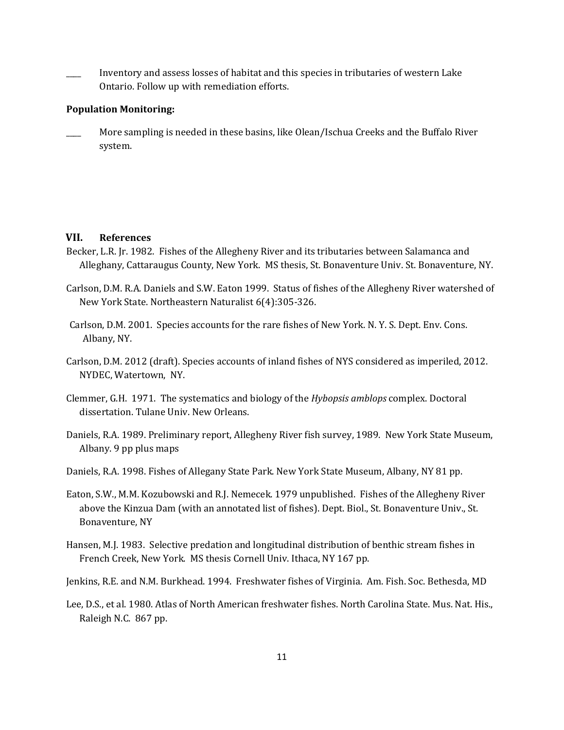____ Inventory and assess losses of habitat and this species in tributaries of western Lake Ontario. Follow up with remediation efforts.

**Population Monitoring:**

____ More sampling is needed in these basins, like Olean/Ischua Creeks and the Buffalo River system.

## VII. References

Becker, L.R. Jr. 1982. Fishes of the Allegheny River and its tributaries between Salamanca and Alleghany, Cattaraugus County, New York. MS thesis, St. Bonaventure Univ. St. Bonaventure, NY.

Carlson, D.M. R.A. Daniels and S.W. Eaton 1999. Status of fishes of the Allegheny River watershed of New York State. Northeastern Naturalist 6(4):305-326.

Carlson, D.M. 2001. Species accounts for the rare fishes of New York. N. Y. S. Dept. Env. Cons. Albany, NY.

Carlson, D.M. 2012 (draft). Species accounts of inland fishes of NYS considered as imperiled, 2012. NYDEC, Watertown, NY.

Clemmer, G.H. 1971. The systematics and biology of the *Hybopsis amblops* complex. Doctoral dissertation. Tulane Univ. New Orleans.

Daniels, R.A. 1989. Preliminary report, Allegheny River fish survey, 1989. New York State Museum, Albany. 9 pp plus maps

Daniels, R.A. 1998. Fishes of Allegany State Park. New York State Museum, Albany, NY 81 pp.

Eaton, S.W., M.M. Kozubowski and R.J. Nemecek. 1979 unpublished. Fishes of the Allegheny River above the Kinzua Dam (with an annotated list of fishes). Dept. Biol., St. Bonaventure Univ., St. Bonaventure, NY

Hansen, M.J. 1983. Selective predation and longitudinal distribution of benthic stream fishes in French Creek, New York. MS thesis Cornell Univ. Ithaca, NY 167 pp.

Jenkins, R.E. and N.M. Burkhead. 1994. Freshwater fishes of Virginia. Am. Fish. Soc. Bethesda, MD

Lee, D.S., et al. 1980. Atlas of North American freshwater fishes. North Carolina State. Mus. Nat. His., Raleigh N.C. 867 pp.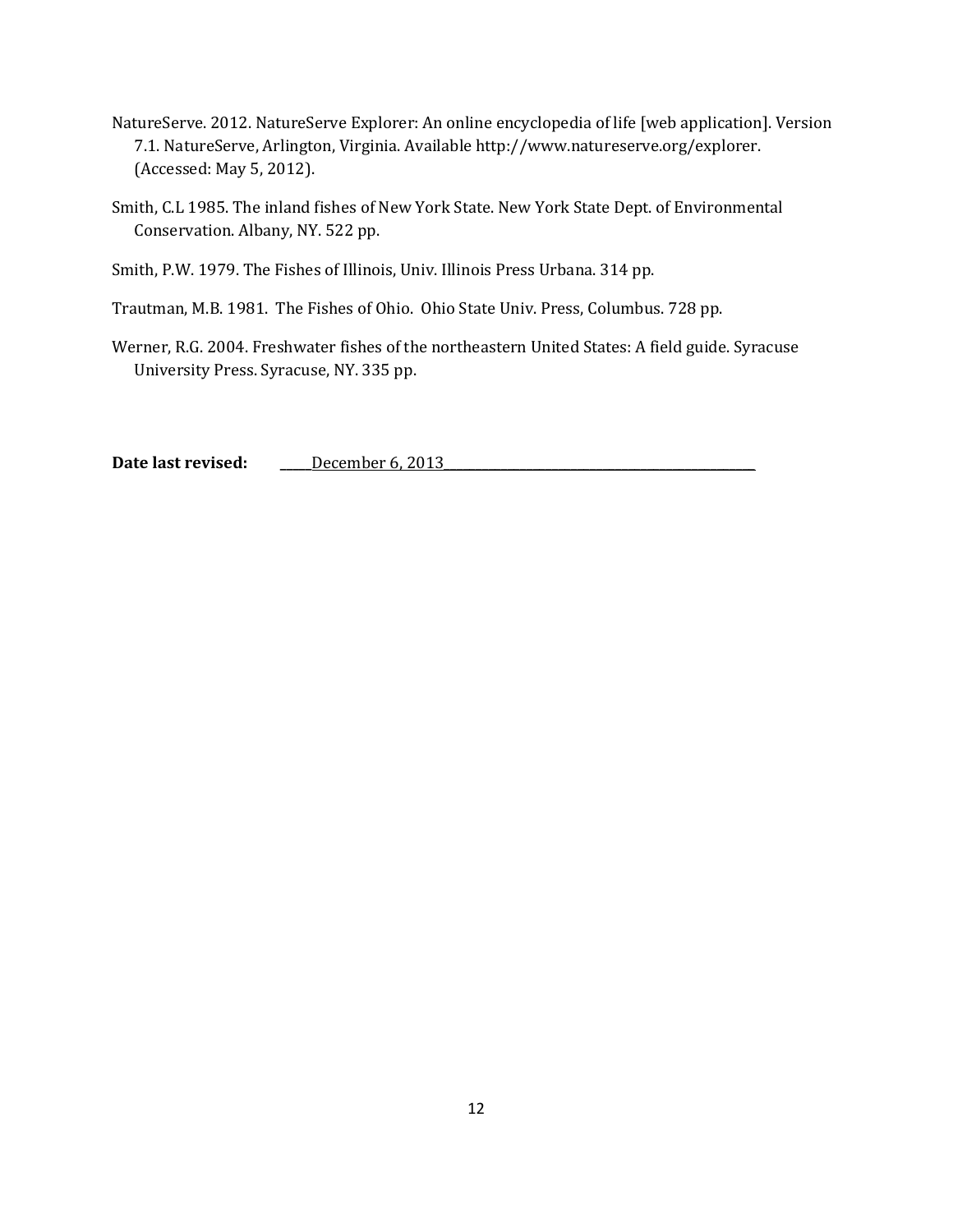NatureServe. 2012. NatureServe Explorer: An online encyclopedia of life [web application]. Version 7.1. NatureServe, Arlington, Virginia. Available http://www.natureserve.org/explorer. (Accessed: May 5, 2012).

Smith, C.L 1985. The inland fishes of New York State. New York State Dept. of Environmental Conservation. Albany, NY. 522 pp.

Smith, P.W. 1979. The Fishes of Illinois, Univ. Illinois Press Urbana. 314 pp.

Trautman, M.B. 1981. The Fishes of Ohio. Ohio State Univ. Press, Columbus. 728 pp.

Werner, R.G. 2004. Freshwater fishes of the northeastern United States: A field guide. Syracuse University Press. Syracuse, NY. 335 pp.

**Date last revised:** December 6, 2013